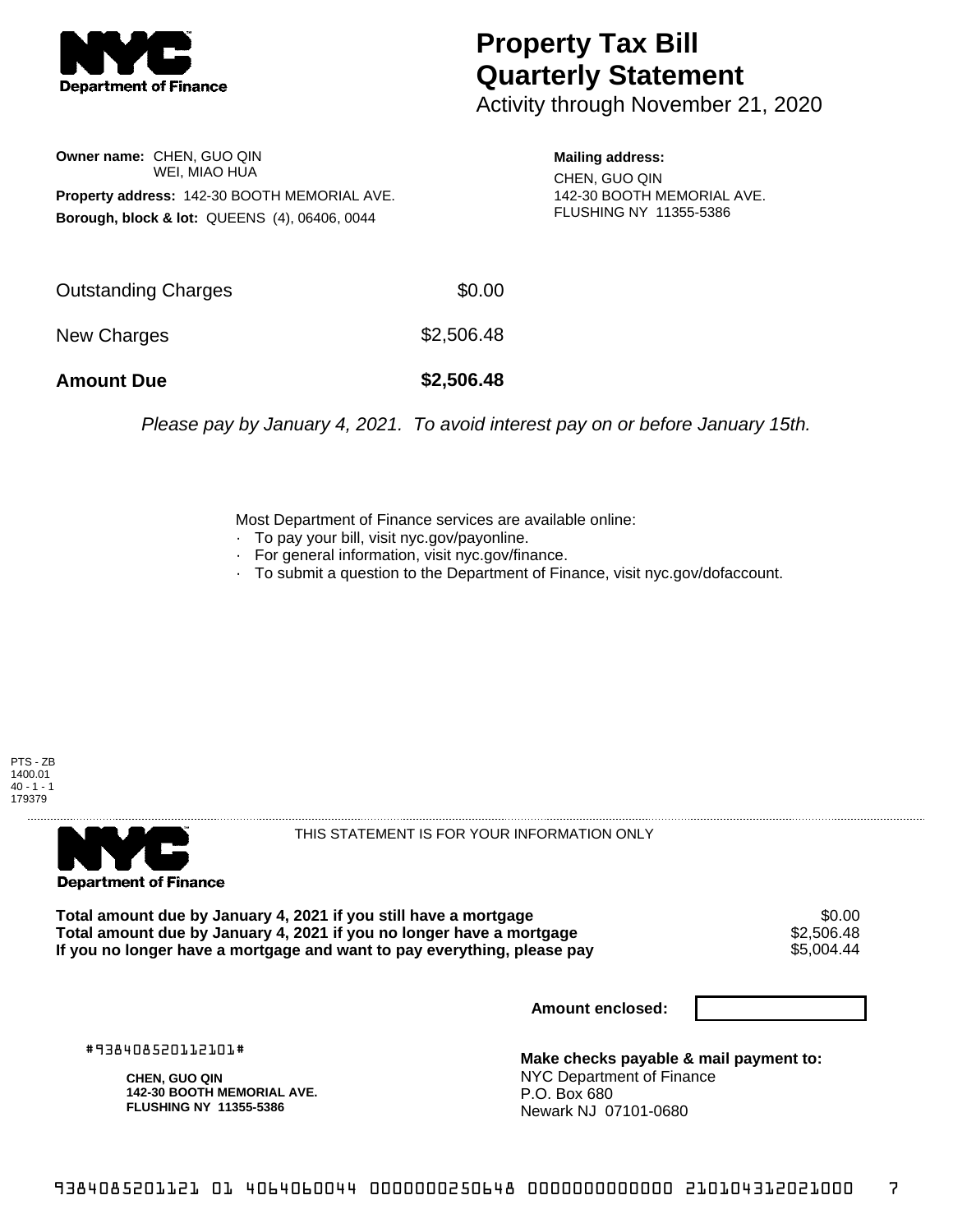NYC Department of Finance

# Property Tax Bill Quarterly Statement

Activity through November 21, 2020

**Owner name:** CHEN, GUO QIN
WEI, MIAO HUA

**Property address:** 142-30 BOOTH MEMORIAL AVE.

**Borough, block & lot:** QUEENS (4), 06406, 0044

**Mailing address:**
CHEN, GUO QIN
142-30 BOOTH MEMORIAL AVE.
FLUSHING NY 11355-5386

| | |
|---|---|
| Outstanding Charges | $0.00 |
| New Charges | $2,506.48 |
| **Amount Due** | **$2,506.48** |

*Please pay by January 4, 2021. To avoid interest pay on or before January 15th.*

Most Department of Finance services are available online:
- To pay your bill, visit nyc.gov/payonline.
- For general information, visit nyc.gov/finance.
- To submit a question to the Department of Finance, visit nyc.gov/dofaccount.

PTS - ZB
1400.01
40 - 1 - 1
179379

NYC Department of Finance

THIS STATEMENT IS FOR YOUR INFORMATION ONLY

| | |
|---|---|
| **Total amount due by January 4, 2021 if you still have a mortgage** | $0.00 |
| **Total amount due by January 4, 2021 if you no longer have a mortgage** | $2,506.48 |
| **If you no longer have a mortgage and want to pay everything, please pay** | $5,004.44 |

**Amount enclosed:**

#938408520112101#

**CHEN, GUO QIN**
**142-30 BOOTH MEMORIAL AVE.**
**FLUSHING NY 11355-5386**

**Make checks payable & mail payment to:**
NYC Department of Finance
P.O. Box 680
Newark NJ 07101-0680

938408520112101 01 4064060044 0000000250648 0000000000000 210104312021000 7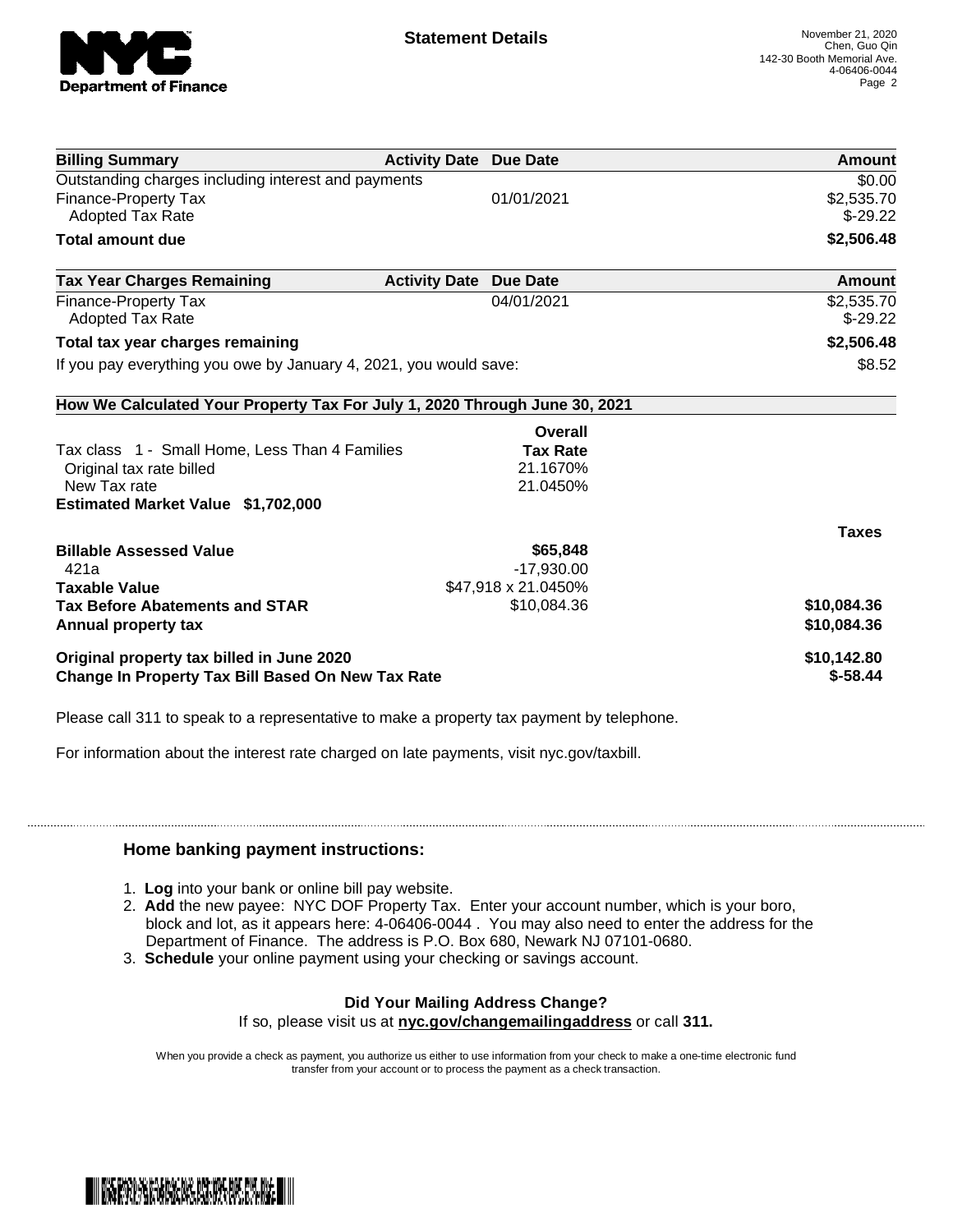NYC Department of Finance

**Statement Details**

November 21, 2020
Chen, Guo Qin
142-30 Booth Memorial Ave.
4-06406-0044

| Billing Summary | Activity Date | Due Date | Amount |
|---|---|---|---|
| Outstanding charges including interest and payments | | | $0.00 |
| Finance-Property Tax | | 01/01/2021 | $2,535.70 |
| Adopted Tax Rate | | | $-29.22 |
| **Total amount due** | | | **$2,506.48** |

| Tax Year Charges Remaining | Activity Date | Due Date | Amount |
|---|---|---|---|
| Finance-Property Tax | | 04/01/2021 | $2,535.70 |
| Adopted Tax Rate | | | $-29.22 |
| **Total tax year charges remaining** | | | **$2,506.48** |
| If you pay everything you owe by January 4, 2021, you would save: | | | $8.52 |

**How We Calculated Your Property Tax For July 1, 2020 Through June 30, 2021**

| | Overall Tax Rate | |
|---|---|---|
| Tax class 1 - Small Home, Less Than 4 Families | | |
| Original tax rate billed | 21.1670% | |
| New Tax rate | 21.0450% | |
| **Estimated Market Value $1,702,000** | | |
| | | **Taxes** |
| **Billable Assessed Value** | **$65,848** | |
| 421a | -17,930.00 | |
| **Taxable Value** | $47,918 x 21.0450% | |
| **Tax Before Abatements and STAR** | $10,084.36 | **$10,084.36** |
| **Annual property tax** | | **$10,084.36** |
| **Original property tax billed in June 2020** | | **$10,142.80** |
| **Change In Property Tax Bill Based On New Tax Rate** | | **$-58.44** |

Please call 311 to speak to a representative to make a property tax payment by telephone.

For information about the interest rate charged on late payments, visit nyc.gov/taxbill.

## Home banking payment instructions:

1. **Log** into your bank or online bill pay website.
2. **Add** the new payee: NYC DOF Property Tax. Enter your account number, which is your boro, block and lot, as it appears here: 4-06406-0044 . You may also need to enter the address for the Department of Finance. The address is P.O. Box 680, Newark NJ 07101-0680.
3. **Schedule** your online payment using your checking or savings account.

**Did Your Mailing Address Change?**
If so, please visit us at **nyc.gov/changemailingaddress** or call **311.**

When you provide a check as payment, you authorize us either to use information from your check to make a one-time electronic fund transfer from your account or to process the payment as a check transaction.